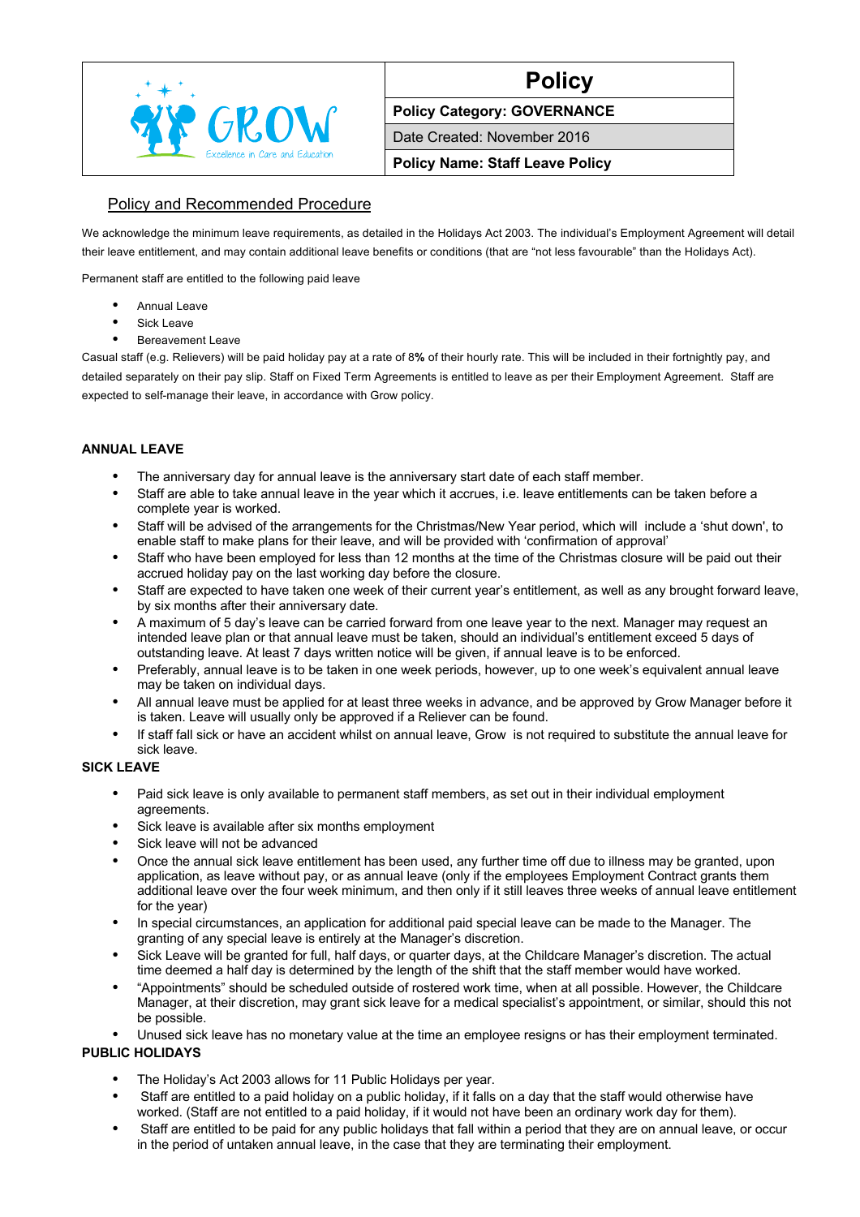| GROW Excellence in Care and Education | Policy |
|---|---|
| | **Policy Category: GOVERNANCE** |
| | Date Created: November 2016 |
| | **Policy Name: Staff Leave Policy** |

## Policy and Recommended Procedure

We acknowledge the minimum leave requirements, as detailed in the Holidays Act 2003. The individual's Employment Agreement will detail their leave entitlement, and may contain additional leave benefits or conditions (that are "not less favourable" than the Holidays Act).

Permanent staff are entitled to the following paid leave

- Annual Leave
- Sick Leave
- Bereavement Leave

Casual staff (e.g. Relievers) will be paid holiday pay at a rate of 8**%** of their hourly rate. This will be included in their fortnightly pay, and detailed separately on their pay slip. Staff on Fixed Term Agreements is entitled to leave as per their Employment Agreement. Staff are expected to self-manage their leave, in accordance with Grow policy.

### ANNUAL LEAVE

- The anniversary day for annual leave is the anniversary start date of each staff member.
- Staff are able to take annual leave in the year which it accrues, i.e. leave entitlements can be taken before a complete year is worked.
- Staff will be advised of the arrangements for the Christmas/New Year period, which will include a 'shut down', to enable staff to make plans for their leave, and will be provided with 'confirmation of approval'
- Staff who have been employed for less than 12 months at the time of the Christmas closure will be paid out their accrued holiday pay on the last working day before the closure.
- Staff are expected to have taken one week of their current year's entitlement, as well as any brought forward leave, by six months after their anniversary date.
- A maximum of 5 day's leave can be carried forward from one leave year to the next. Manager may request an intended leave plan or that annual leave must be taken, should an individual's entitlement exceed 5 days of outstanding leave. At least 7 days written notice will be given, if annual leave is to be enforced.
- Preferably, annual leave is to be taken in one week periods, however, up to one week's equivalent annual leave may be taken on individual days.
- All annual leave must be applied for at least three weeks in advance, and be approved by Grow Manager before it is taken. Leave will usually only be approved if a Reliever can be found.
- If staff fall sick or have an accident whilst on annual leave, Grow is not required to substitute the annual leave for sick leave.

### SICK LEAVE

- Paid sick leave is only available to permanent staff members, as set out in their individual employment agreements.
- Sick leave is available after six months employment
- Sick leave will not be advanced
- Once the annual sick leave entitlement has been used, any further time off due to illness may be granted, upon application, as leave without pay, or as annual leave (only if the employees Employment Contract grants them additional leave over the four week minimum, and then only if it still leaves three weeks of annual leave entitlement for the year)
- In special circumstances, an application for additional paid special leave can be made to the Manager. The granting of any special leave is entirely at the Manager's discretion.
- Sick Leave will be granted for full, half days, or quarter days, at the Childcare Manager's discretion. The actual time deemed a half day is determined by the length of the shift that the staff member would have worked.
- "Appointments" should be scheduled outside of rostered work time, when at all possible. However, the Childcare Manager, at their discretion, may grant sick leave for a medical specialist's appointment, or similar, should this not be possible.
- Unused sick leave has no monetary value at the time an employee resigns or has their employment terminated.

### PUBLIC HOLIDAYS

- The Holiday's Act 2003 allows for 11 Public Holidays per year.
- Staff are entitled to a paid holiday on a public holiday, if it falls on a day that the staff would otherwise have worked. (Staff are not entitled to a paid holiday, if it would not have been an ordinary work day for them).
- Staff are entitled to be paid for any public holidays that fall within a period that they are on annual leave, or occur in the period of untaken annual leave, in the case that they are terminating their employment.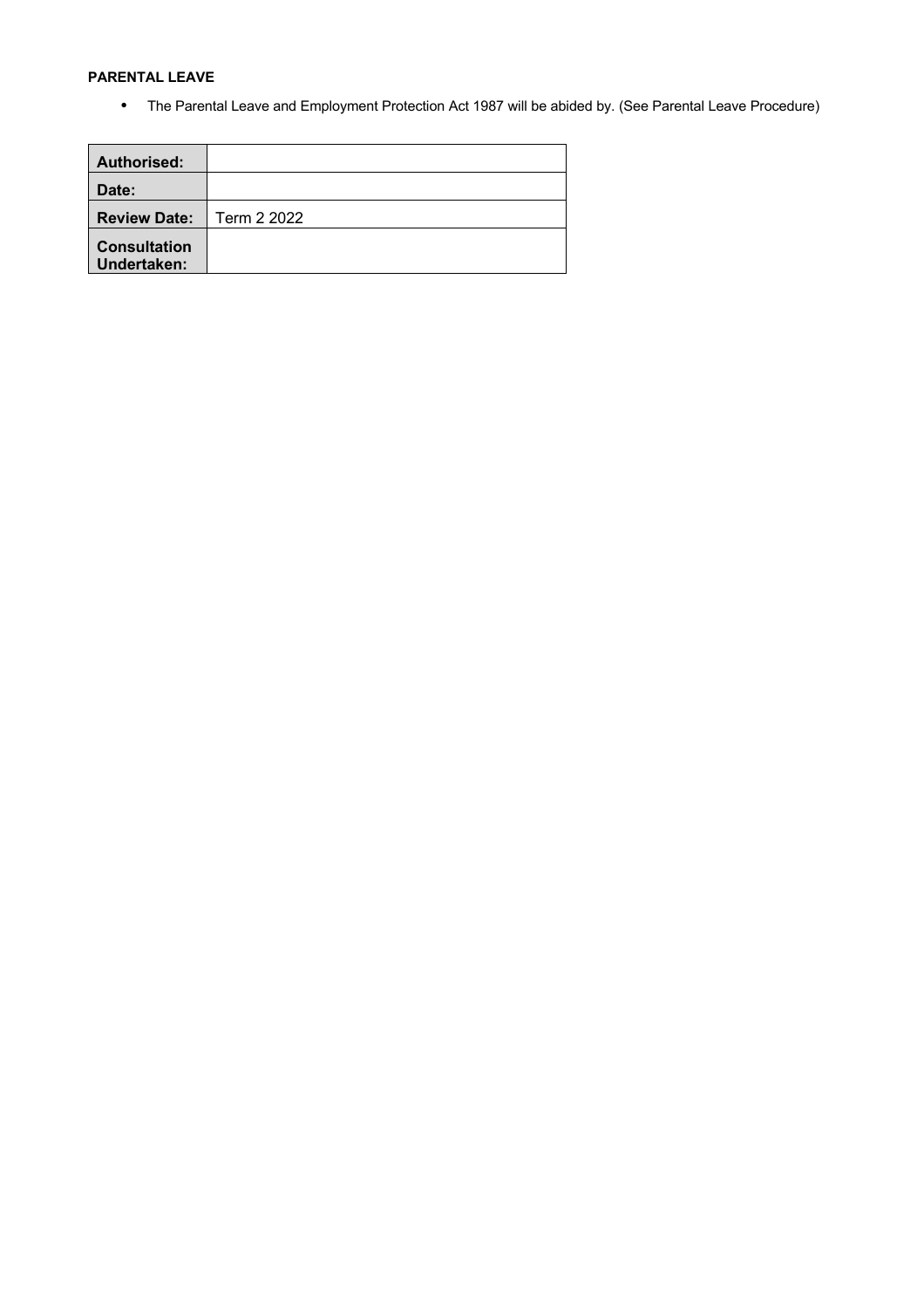**PARENTAL LEAVE**

- The Parental Leave and Employment Protection Act 1987 will be abided by. (See Parental Leave Procedure)

| | |
|---|---|
| **Authorised:** | |
| **Date:** | |
| **Review Date:** | Term 2 2022 |
| **Consultation Undertaken:** | |